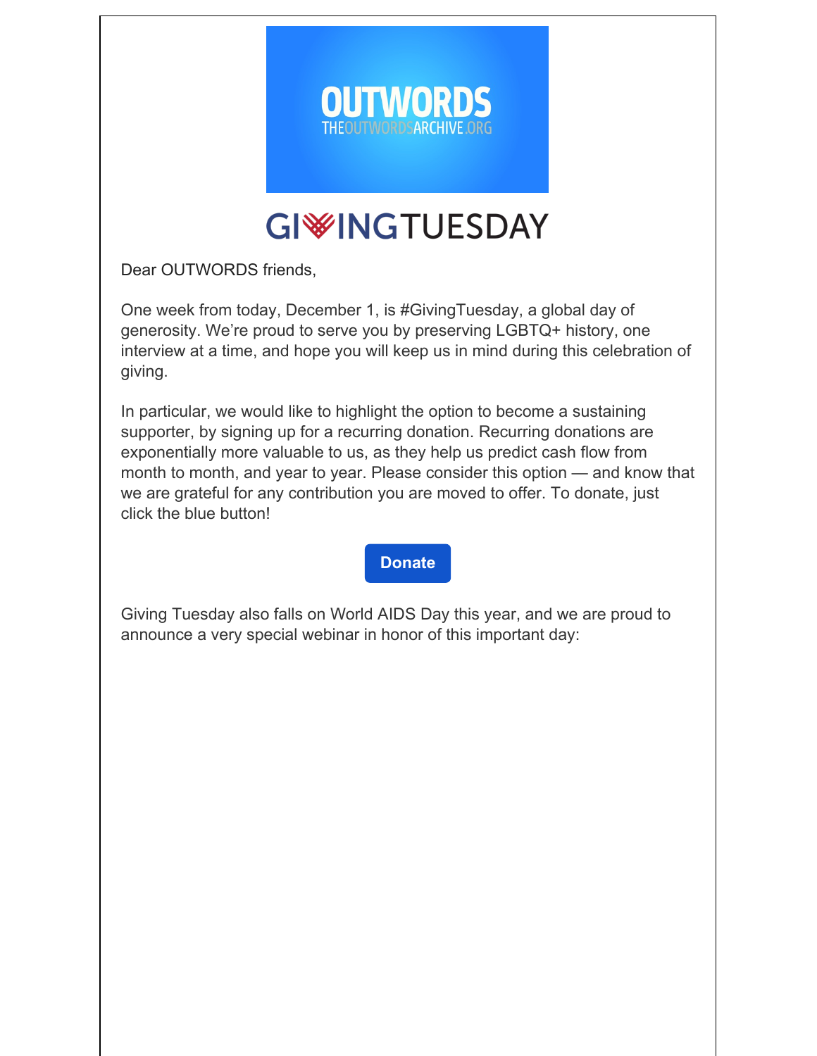OUTWORDS
THEOUTWORDSARCHIVE.ORG

GIVINGTUESDAY

Dear OUTWORDS friends,

One week from today, December 1, is #GivingTuesday, a global day of generosity. We're proud to serve you by preserving LGBTQ+ history, one interview at a time, and hope you will keep us in mind during this celebration of giving.

In particular, we would like to highlight the option to become a sustaining supporter, by signing up for a recurring donation. Recurring donations are exponentially more valuable to us, as they help us predict cash flow from month to month, and year to year. Please consider this option — and know that we are grateful for any contribution you are moved to offer. To donate, just click the blue button!

**Donate**

Giving Tuesday also falls on World AIDS Day this year, and we are proud to announce a very special webinar in honor of this important day: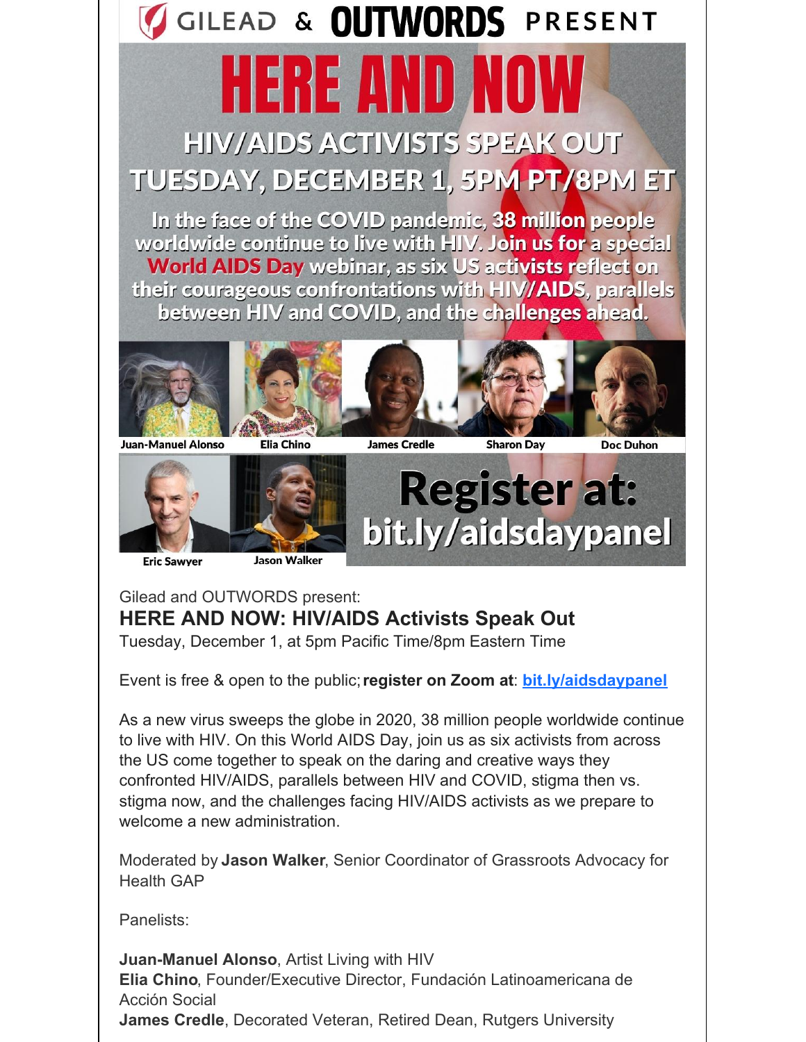GILEAD & OUTWORDS PRESENT

# HERE AND NOW

## HIV/AIDS ACTIVISTS SPEAK OUT

## TUESDAY, DECEMBER 1, 5PM PT/8PM ET

In the face of the COVID pandemic, 38 million people worldwide continue to live with HIV. Join us for a special World AIDS Day webinar, as six US activists reflect on their courageous confrontations with HIV/AIDS, parallels between HIV and COVID, and the challenges ahead.

Juan-Manuel Alonso | Elia Chino | James Credle | Sharon Day | Doc Duhon | Eric Sawyer | Jason Walker

**Register at: bit.ly/aidsdaypanel**

Gilead and OUTWORDS present:

### HERE AND NOW: HIV/AIDS Activists Speak Out

Tuesday, December 1, at 5pm Pacific Time/8pm Eastern Time

Event is free & open to the public; **register on Zoom at**: **bit.ly/aidsdaypanel**

As a new virus sweeps the globe in 2020, 38 million people worldwide continue to live with HIV. On this World AIDS Day, join us as six activists from across the US come together to speak on the daring and creative ways they confronted HIV/AIDS, parallels between HIV and COVID, stigma then vs. stigma now, and the challenges facing HIV/AIDS activists as we prepare to welcome a new administration.

Moderated by **Jason Walker**, Senior Coordinator of Grassroots Advocacy for Health GAP

Panelists:

**Juan-Manuel Alonso**, Artist Living with HIV
**Elia Chino**, Founder/Executive Director, Fundación Latinoamericana de Acción Social
**James Credle**, Decorated Veteran, Retired Dean, Rutgers University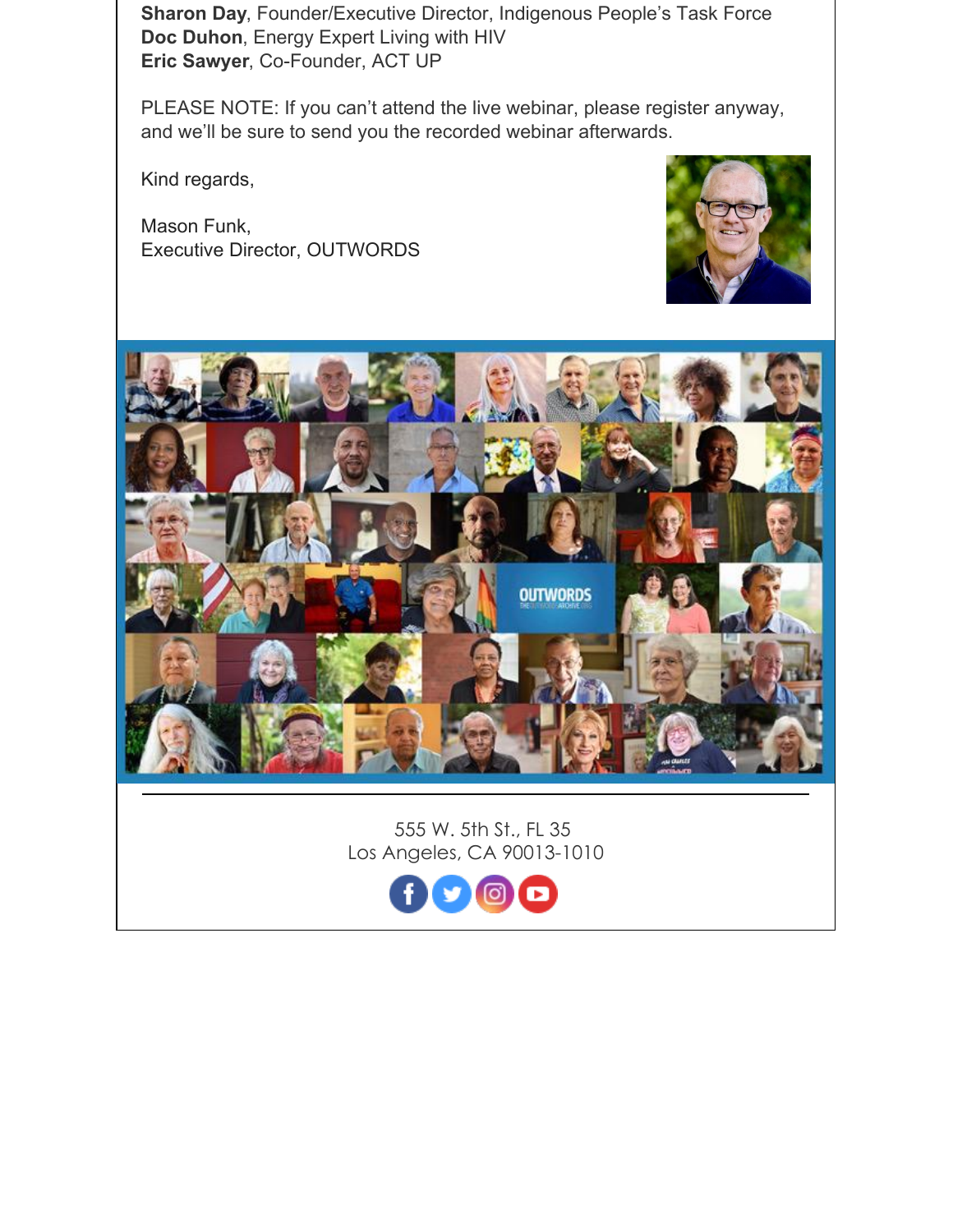**Sharon Day**, Founder/Executive Director, Indigenous People's Task Force
**Doc Duhon**, Energy Expert Living with HIV
**Eric Sawyer**, Co-Founder, ACT UP

PLEASE NOTE: If you can't attend the live webinar, please register anyway, and we'll be sure to send you the recorded webinar afterwards.

Kind regards,

Mason Funk,
Executive Director, OUTWORDS

555 W. 5th St., FL 35
Los Angeles, CA 90013-1010